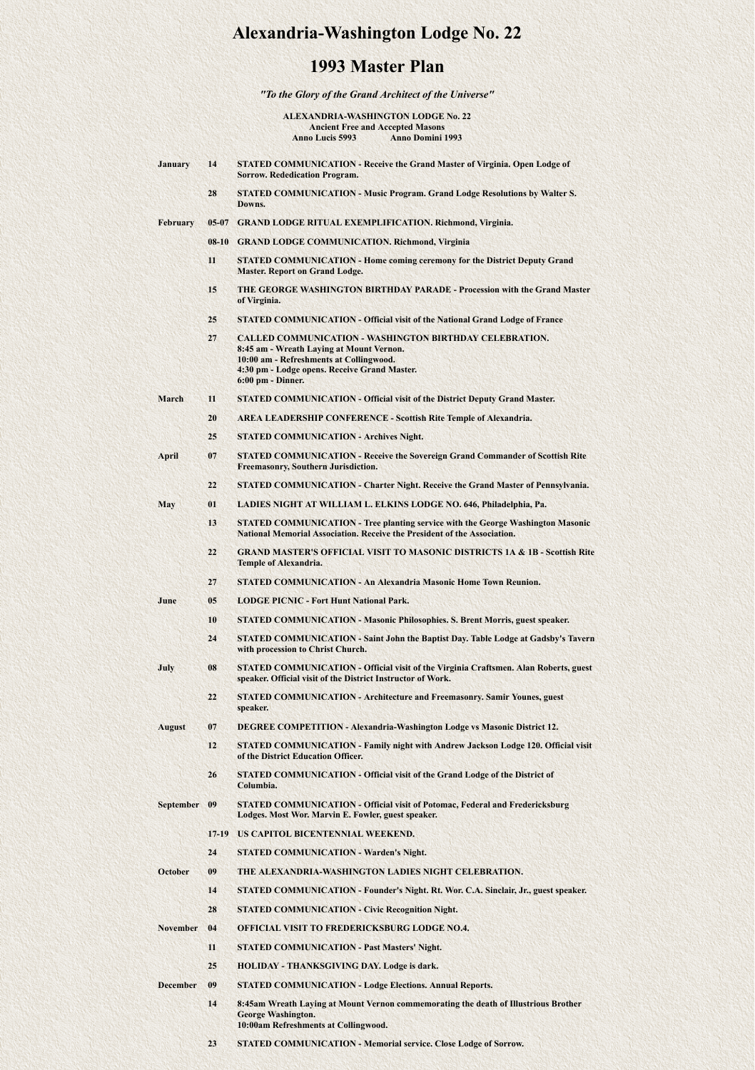# Alexandria-Washington Lodge No. 22

## 1993 Master Plan

*"To the Glory of the Grand Architect of the Universe"*

**ALEXANDRIA-WASHINGTON LODGE No. 22**
**Ancient Free and Accepted Masons**
**Anno Lucis 5993 Anno Domini 1993**

| | | |
|---|---|---|
| **January** | **14** | **STATED COMMUNICATION - Receive the Grand Master of Virginia. Open Lodge of Sorrow. Rededication Program.** |
| | **28** | **STATED COMMUNICATION - Music Program. Grand Lodge Resolutions by Walter S. Downs.** |
| **February** | **05-07** | **GRAND LODGE RITUAL EXEMPLIFICATION. Richmond, Virginia.** |
| | **08-10** | **GRAND LODGE COMMUNICATION. Richmond, Virginia** |
| | **11** | **STATED COMMUNICATION - Home coming ceremony for the District Deputy Grand Master. Report on Grand Lodge.** |
| | **15** | **THE GEORGE WASHINGTON BIRTHDAY PARADE - Procession with the Grand Master of Virginia.** |
| | **25** | **STATED COMMUNICATION - Official visit of the National Grand Lodge of France** |
| | **27** | **CALLED COMMUNICATION - WASHINGTON BIRTHDAY CELEBRATION.<br>8:45 am - Wreath Laying at Mount Vernon.<br>10:00 am - Refreshments at Collingwood.<br>4:30 pm - Lodge opens. Receive Grand Master.<br>6:00 pm - Dinner.** |
| **March** | **11** | **STATED COMMUNICATION - Official visit of the District Deputy Grand Master.** |
| | **20** | **AREA LEADERSHIP CONFERENCE - Scottish Rite Temple of Alexandria.** |
| | **25** | **STATED COMMUNICATION - Archives Night.** |
| **April** | **07** | **STATED COMMUNICATION - Receive the Sovereign Grand Commander of Scottish Rite Freemasonry, Southern Jurisdiction.** |
| | **22** | **STATED COMMUNICATION - Charter Night. Receive the Grand Master of Pennsylvania.** |
| **May** | **01** | **LADIES NIGHT AT WILLIAM L. ELKINS LODGE NO. 646, Philadelphia, Pa.** |
| | **13** | **STATED COMMUNICATION - Tree planting service with the George Washington Masonic National Memorial Association. Receive the President of the Association.** |
| | **22** | **GRAND MASTER'S OFFICIAL VISIT TO MASONIC DISTRICTS 1A & 1B - Scottish Rite Temple of Alexandria.** |
| | **27** | **STATED COMMUNICATION - An Alexandria Masonic Home Town Reunion.** |
| **June** | **05** | **LODGE PICNIC - Fort Hunt National Park.** |
| | **10** | **STATED COMMUNICATION - Masonic Philosophies. S. Brent Morris, guest speaker.** |
| | **24** | **STATED COMMUNICATION - Saint John the Baptist Day. Table Lodge at Gadsby's Tavern with procession to Christ Church.** |
| **July** | **08** | **STATED COMMUNICATION - Official visit of the Virginia Craftsmen. Alan Roberts, guest speaker. Official visit of the District Instructor of Work.** |
| | **22** | **STATED COMMUNICATION - Architecture and Freemasonry. Samir Younes, guest speaker.** |
| **August** | **07** | **DEGREE COMPETITION - Alexandria-Washington Lodge vs Masonic District 12.** |
| | **12** | **STATED COMMUNICATION - Family night with Andrew Jackson Lodge 120. Official visit of the District Education Officer.** |
| | **26** | **STATED COMMUNICATION - Official visit of the Grand Lodge of the District of Columbia.** |
| **September** | **09** | **STATED COMMUNICATION - Official visit of Potomac, Federal and Fredericksburg Lodges. Most Wor. Marvin E. Fowler, guest speaker.** |
| | **17-19** | **US CAPITOL BICENTENNIAL WEEKEND.** |
| | **24** | **STATED COMMUNICATION - Warden's Night.** |
| **October** | **09** | **THE ALEXANDRIA-WASHINGTON LADIES NIGHT CELEBRATION.** |
| | **14** | **STATED COMMUNICATION - Founder's Night. Rt. Wor. C.A. Sinclair, Jr., guest speaker.** |
| | **28** | **STATED COMMUNICATION - Civic Recognition Night.** |
| **November** | **04** | **OFFICIAL VISIT TO FREDERICKSBURG LODGE NO.4.** |
| | **11** | **STATED COMMUNICATION - Past Masters' Night.** |
| | **25** | **HOLIDAY - THANKSGIVING DAY. Lodge is dark.** |
| **December** | **09** | **STATED COMMUNICATION - Lodge Elections. Annual Reports.** |
| | **14** | **8:45am Wreath Laying at Mount Vernon commemorating the death of Illustrious Brother George Washington.<br>10:00am Refreshments at Collingwood.** |
| | **23** | **STATED COMMUNICATION - Memorial service. Close Lodge of Sorrow.** |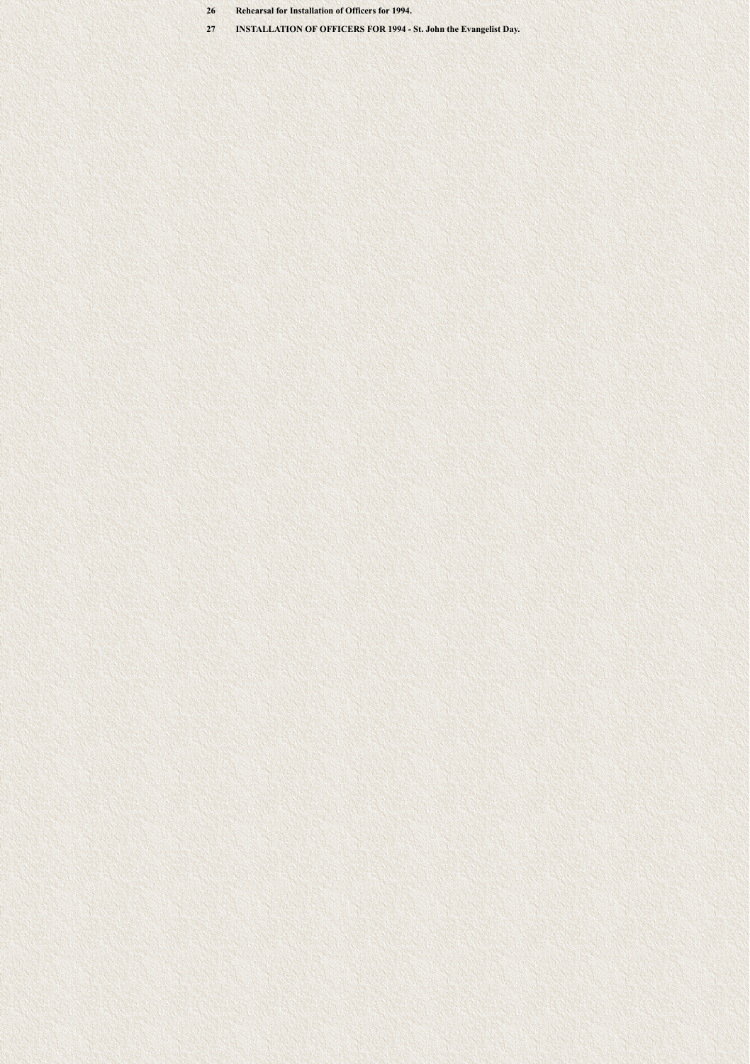**26** **Rehearsal for Installation of Officers for 1994.**

**27** **INSTALLATION OF OFFICERS FOR 1994 - St. John the Evangelist Day.**